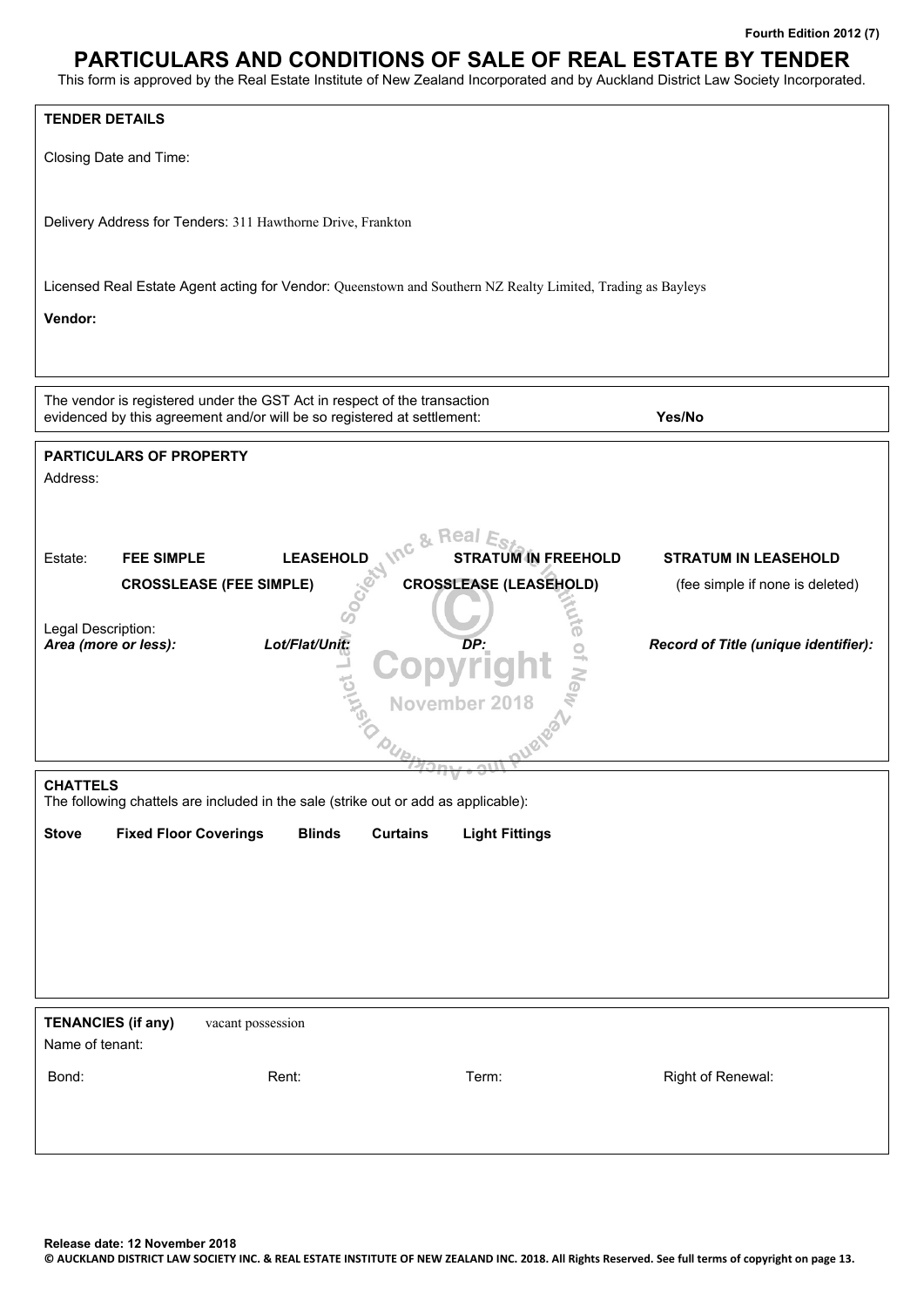Fourth Edition 2012 (7)

# PARTICULARS AND CONDITIONS OF SALE OF REAL ESTATE BY TENDER

This form is approved by the Real Estate Institute of New Zealand Incorporated and by Auckland District Law Society Incorporated.

## TENDER DETAILS

Closing Date and Time:

Delivery Address for Tenders: 311 Hawthorne Drive, Frankton

Licensed Real Estate Agent acting for Vendor: Queenstown and Southern NZ Realty Limited, Trading as Bayleys

**Vendor:**

The vendor is registered under the GST Act in respect of the transaction evidenced by this agreement and/or will be so registered at settlement: **Yes/No**

## PARTICULARS OF PROPERTY

Address:

Estate: **FEE SIMPLE** **LEASEHOLD** **STRATUM IN FREEHOLD** **STRATUM IN LEASEHOLD** **CROSSLEASE (FEE SIMPLE)** **CROSSLEASE (LEASEHOLD)** (fee simple if none is deleted)

Legal Description:

| *Area (more or less):* | *Lot/Flat/Unit:* | *DP:* | *Record of Title (unique identifier):* |
|---|---|---|---|
| | | | |

## CHATTELS

The following chattels are included in the sale (strike out or add as applicable):

**Stove** **Fixed Floor Coverings** **Blinds** **Curtains** **Light Fittings**

## TENANCIES (if any)

vacant possession

Name of tenant:

| Bond: | Rent: | Term: | Right of Renewal: |
|---|---|---|---|
| | | | |

Release date: 12 November 2018

© AUCKLAND DISTRICT LAW SOCIETY INC. & REAL ESTATE INSTITUTE OF NEW ZEALAND INC. 2018. All Rights Reserved. See full terms of copyright on page 13.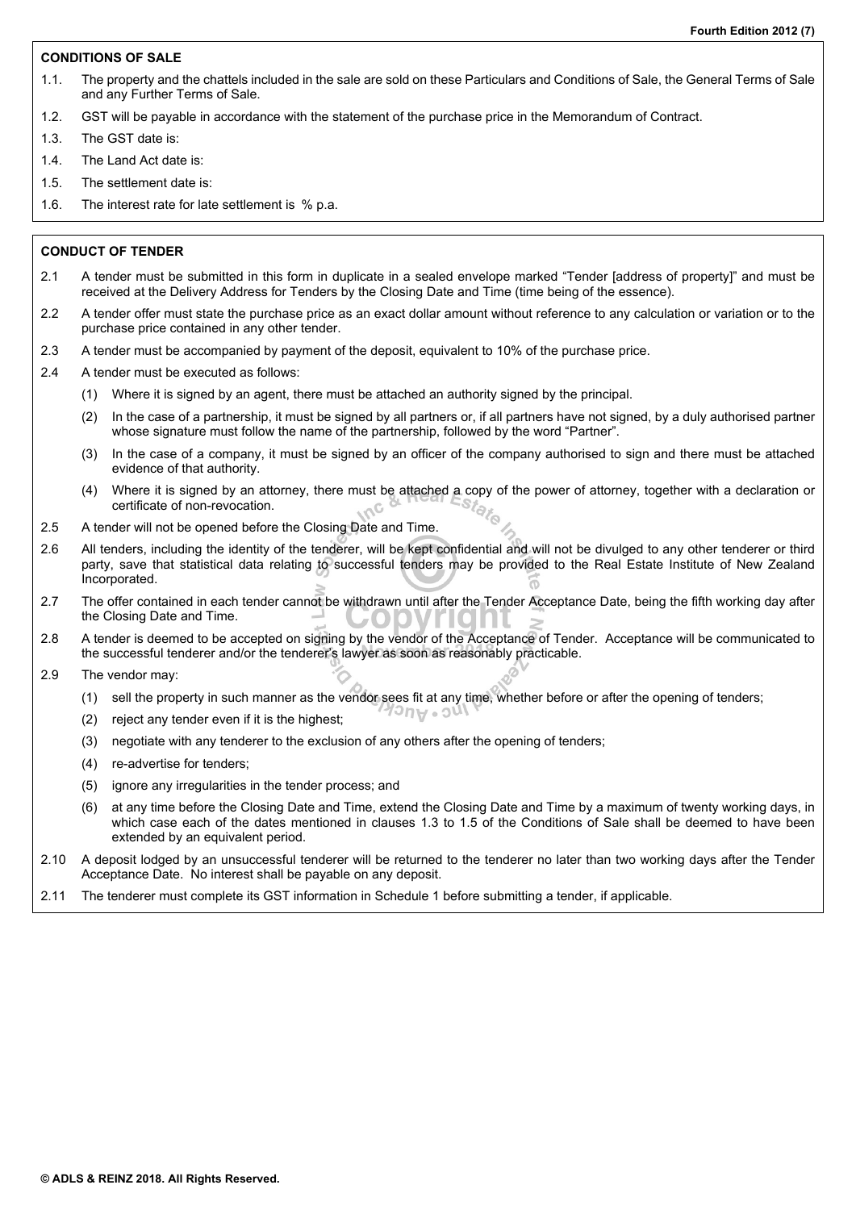## CONDITIONS OF SALE

1.1. The property and the chattels included in the sale are sold on these Particulars and Conditions of Sale, the General Terms of Sale and any Further Terms of Sale.

1.2. GST will be payable in accordance with the statement of the purchase price in the Memorandum of Contract.

1.3. The GST date is:

1.4. The Land Act date is:

1.5. The settlement date is:

1.6. The interest rate for late settlement is % p.a.

## CONDUCT OF TENDER

2.1 A tender must be submitted in this form in duplicate in a sealed envelope marked "Tender [address of property]" and must be received at the Delivery Address for Tenders by the Closing Date and Time (time being of the essence).

2.2 A tender offer must state the purchase price as an exact dollar amount without reference to any calculation or variation or to the purchase price contained in any other tender.

2.3 A tender must be accompanied by payment of the deposit, equivalent to 10% of the purchase price.

2.4 A tender must be executed as follows:

(1) Where it is signed by an agent, there must be attached an authority signed by the principal.

(2) In the case of a partnership, it must be signed by all partners or, if all partners have not signed, by a duly authorised partner whose signature must follow the name of the partnership, followed by the word "Partner".

(3) In the case of a company, it must be signed by an officer of the company authorised to sign and there must be attached evidence of that authority.

(4) Where it is signed by an attorney, there must be attached a copy of the power of attorney, together with a declaration or certificate of non-revocation.

2.5 A tender will not be opened before the Closing Date and Time.

2.6 All tenders, including the identity of the tenderer, will be kept confidential and will not be divulged to any other tenderer or third party, save that statistical data relating to successful tenders may be provided to the Real Estate Institute of New Zealand Incorporated.

2.7 The offer contained in each tender cannot be withdrawn until after the Tender Acceptance Date, being the fifth working day after the Closing Date and Time.

2.8 A tender is deemed to be accepted on signing by the vendor of the Acceptance of Tender. Acceptance will be communicated to the successful tenderer and/or the tenderer's lawyer as soon as reasonably practicable.

2.9 The vendor may:

(1) sell the property in such manner as the vendor sees fit at any time, whether before or after the opening of tenders;

(2) reject any tender even if it is the highest;

(3) negotiate with any tenderer to the exclusion of any others after the opening of tenders;

(4) re-advertise for tenders;

(5) ignore any irregularities in the tender process; and

(6) at any time before the Closing Date and Time, extend the Closing Date and Time by a maximum of twenty working days, in which case each of the dates mentioned in clauses 1.3 to 1.5 of the Conditions of Sale shall be deemed to have been extended by an equivalent period.

2.10 A deposit lodged by an unsuccessful tenderer will be returned to the tenderer no later than two working days after the Tender Acceptance Date. No interest shall be payable on any deposit.

2.11 The tenderer must complete its GST information in Schedule 1 before submitting a tender, if applicable.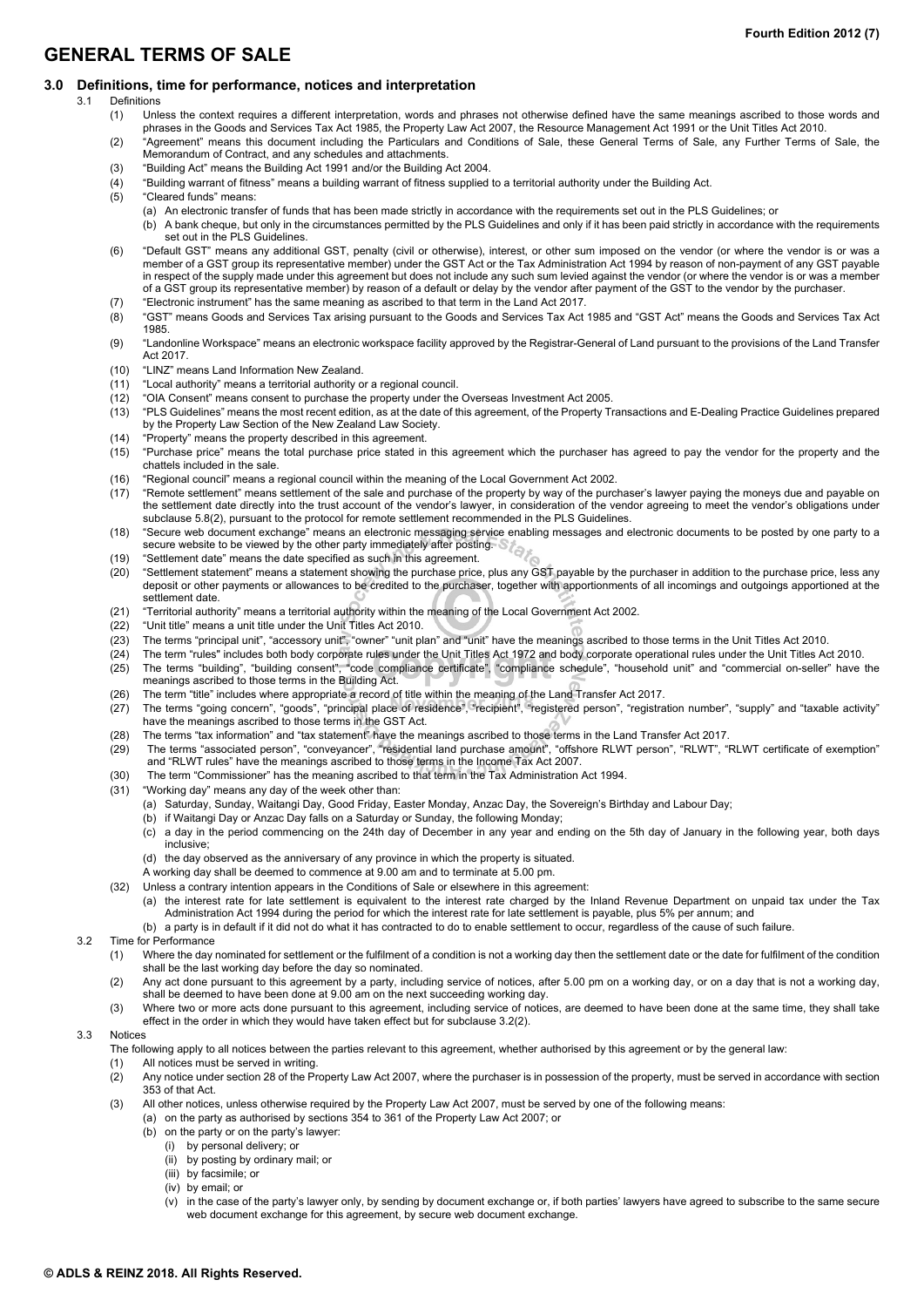# GENERAL TERMS OF SALE

## 3.0 Definitions, time for performance, notices and interpretation

3.1 Definitions

(1) Unless the context requires a different interpretation, words and phrases not otherwise defined have the same meanings ascribed to those words and phrases in the Goods and Services Tax Act 1985, the Property Law Act 2007, the Resource Management Act 1991 or the Unit Titles Act 2010.

(2) "Agreement" means this document including the Particulars and Conditions of Sale, these General Terms of Sale, any Further Terms of Sale, the Memorandum of Contract, and any schedules and attachments.

(3) "Building Act" means the Building Act 1991 and/or the Building Act 2004.

(4) "Building warrant of fitness" means a building warrant of fitness supplied to a territorial authority under the Building Act.

(5) "Cleared funds" means:

  (a) An electronic transfer of funds that has been made strictly in accordance with the requirements set out in the PLS Guidelines; or

  (b) A bank cheque, but only in the circumstances permitted by the PLS Guidelines and only if it has been paid strictly in accordance with the requirements set out in the PLS Guidelines.

(6) "Default GST" means any additional GST, penalty (civil or otherwise), interest, or other sum imposed on the vendor (or where the vendor is or was a member of a GST group its representative member) under the GST Act or the Tax Administration Act 1994 by reason of non-payment of any GST payable in respect of the supply made under this agreement but does not include any such sum levied against the vendor (or where the vendor is or was a member of a GST group its representative member) by reason of a default or delay by the vendor after payment of the GST to the vendor by the purchaser.

(7) "Electronic instrument" has the same meaning as ascribed to that term in the Land Act 2017.

(8) "GST" means Goods and Services Tax arising pursuant to the Goods and Services Tax Act 1985 and "GST Act" means the Goods and Services Tax Act 1985.

(9) "Landonline Workspace" means an electronic workspace facility approved by the Registrar-General of Land pursuant to the provisions of the Land Transfer Act 2017.

(10) "LINZ" means Land Information New Zealand.

(11) "Local authority" means a territorial authority or a regional council.

(12) "OIA Consent" means consent to purchase the property under the Overseas Investment Act 2005.

(13) "PLS Guidelines" means the most recent edition, as at the date of this agreement, of the Property Transactions and E-Dealing Practice Guidelines prepared by the Property Law Section of the New Zealand Law Society.

(14) "Property" means the property described in this agreement.

(15) "Purchase price" means the total purchase price stated in this agreement which the purchaser has agreed to pay the vendor for the property and the chattels included in the sale.

(16) "Regional council" means a regional council within the meaning of the Local Government Act 2002.

(17) "Remote settlement" means settlement of the sale and purchase of the property by way of the purchaser's lawyer paying the moneys due and payable on the settlement date directly into the trust account of the vendor's lawyer, in consideration of the vendor agreeing to meet the vendor's obligations under subclause 5.8(2), pursuant to the protocol for remote settlement recommended in the PLS Guidelines.

(18) "Secure web document exchange" means an electronic messaging service enabling messages and electronic documents to be posted by one party to a secure website to be viewed by the other party immediately after posting.

(19) "Settlement date" means the date specified as such in this agreement.

(20) "Settlement statement" means a statement showing the purchase price, plus any GST payable by the purchaser in addition to the purchase price, less any deposit or other payments or allowances to be credited to the purchaser, together with apportionments of all incomings and outgoings apportioned at the settlement date.

(21) "Territorial authority" means a territorial authority within the meaning of the Local Government Act 2002.

(22) "Unit title" means a unit title under the Unit Titles Act 2010.

(23) The terms "principal unit", "accessory unit", "owner" "unit plan" and "unit" have the meanings ascribed to those terms in the Unit Titles Act 2010.

(24) The term "rules" includes both body corporate rules under the Unit Titles Act 1972 and body corporate operational rules under the Unit Titles Act 2010.

(25) The terms "building", "building consent", "code compliance certificate", "compliance schedule", "household unit" and "commercial on-seller" have the meanings ascribed to those terms in the Building Act.

(26) The term "title" includes where appropriate a record of title within the meaning of the Land Transfer Act 2017.

(27) The terms "going concern", "goods", "principal place of residence", "recipient", "registered person", "registration number", "supply" and "taxable activity" have the meanings ascribed to those terms in the GST Act.

(28) The terms "tax information" and "tax statement" have the meanings ascribed to those terms in the Land Transfer Act 2017.

(29) The terms "associated person", "conveyancer", "residential land purchase amount", "offshore RLWT person", "RLWT", "RLWT certificate of exemption" and "RLWT rules" have the meanings ascribed to those terms in the Income Tax Act 2007.

(30) The term "Commissioner" has the meaning ascribed to that term in the Tax Administration Act 1994.

(31) "Working day" means any day of the week other than:

  (a) Saturday, Sunday, Waitangi Day, Good Friday, Easter Monday, Anzac Day, the Sovereign's Birthday and Labour Day;

  (b) if Waitangi Day or Anzac Day falls on a Saturday or Sunday, the following Monday;

  (c) a day in the period commencing on the 24th day of December in any year and ending on the 5th day of January in the following year, both days inclusive;

  (d) the day observed as the anniversary of any province in which the property is situated.

  A working day shall be deemed to commence at 9.00 am and to terminate at 5.00 pm.

(32) Unless a contrary intention appears in the Conditions of Sale or elsewhere in this agreement:

  (a) the interest rate for late settlement is equivalent to the interest rate charged by the Inland Revenue Department on unpaid tax under the Tax Administration Act 1994 during the period for which the interest rate for late settlement is payable, plus 5% per annum; and

  (b) a party is in default if it did not do what it has contracted to do to enable settlement to occur, regardless of the cause of such failure.

3.2 Time for Performance

(1) Where the day nominated for settlement or the fulfilment of a condition is not a working day then the settlement date or the date for fulfilment of the condition shall be the last working day before the day so nominated.

(2) Any act done pursuant to this agreement by a party, including service of notices, after 5.00 pm on a working day, or on a day that is not a working day, shall be deemed to have been done at 9.00 am on the next succeeding working day.

(3) Where two or more acts done pursuant to this agreement, including service of notices, are deemed to have been done at the same time, they shall take effect in the order in which they would have taken effect but for subclause 3.2(2).

3.3 Notices

The following apply to all notices between the parties relevant to this agreement, whether authorised by this agreement or by the general law:

(1) All notices must be served in writing.

(2) Any notice under section 28 of the Property Law Act 2007, where the purchaser is in possession of the property, must be served in accordance with section 353 of that Act.

(3) All other notices, unless otherwise required by the Property Law Act 2007, must be served by one of the following means:

  (a) on the party as authorised by sections 354 to 361 of the Property Law Act 2007; or

  (b) on the party or on the party's lawyer:

    (i) by personal delivery; or

    (ii) by posting by ordinary mail; or

    (iii) by facsimile; or

    (iv) by email; or

    (v) in the case of the party's lawyer only, by sending by document exchange or, if both parties' lawyers have agreed to subscribe to the same secure web document exchange for this agreement, by secure web document exchange.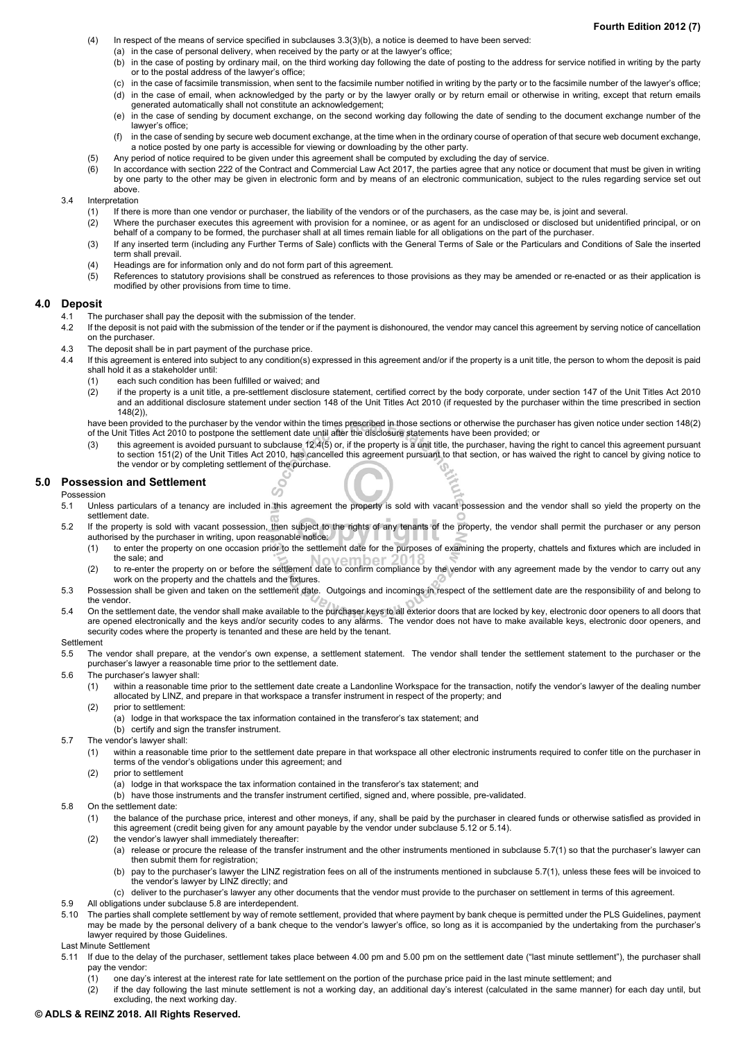(4) In respect of the means of service specified in subclauses 3.3(3)(b), a notice is deemed to have been served:

(a) in the case of personal delivery, when received by the party or at the lawyer's office;

(b) in the case of posting by ordinary mail, on the third working day following the date of posting to the address for service notified in writing by the party or to the postal address of the lawyer's office;

(c) in the case of facsimile transmission, when sent to the facsimile number notified in writing by the party or to the facsimile number of the lawyer's office;

(d) in the case of email, when acknowledged by the party or by the lawyer orally or by return email or otherwise in writing, except that return emails generated automatically shall not constitute an acknowledgement;

(e) in the case of sending by document exchange, on the second working day following the date of sending to the document exchange number of the lawyer's office;

(f) in the case of sending by secure web document exchange, at the time when in the ordinary course of operation of that secure web document exchange, a notice posted by one party is accessible for viewing or downloading by the other party.

(5) Any period of notice required to be given under this agreement shall be computed by excluding the day of service.

(6) In accordance with section 222 of the Contract and Commercial Law Act 2017, the parties agree that any notice or document that must be given in writing by one party to the other may be given in electronic form and by means of an electronic communication, subject to the rules regarding service set out above.

3.4 Interpretation

(1) If there is more than one vendor or purchaser, the liability of the vendors or of the purchasers, as the case may be, is joint and several.

(2) Where the purchaser executes this agreement with provision for a nominee, or as agent for an undisclosed or disclosed but unidentified principal, or on behalf of a company to be formed, the purchaser shall at all times remain liable for all obligations on the part of the purchaser.

(3) If any inserted term (including any Further Terms of Sale) conflicts with the General Terms of Sale or the Particulars and Conditions of Sale the inserted term shall prevail.

(4) Headings are for information only and do not form part of this agreement.

(5) References to statutory provisions shall be construed as references to those provisions as they may be amended or re-enacted or as their application is modified by other provisions from time to time.

## 4.0 Deposit

4.1 The purchaser shall pay the deposit with the submission of the tender.

4.2 If the deposit is not paid with the submission of the tender or if the payment is dishonoured, the vendor may cancel this agreement by serving notice of cancellation on the purchaser.

4.3 The deposit shall be in part payment of the purchase price.

4.4 If this agreement is entered into subject to any condition(s) expressed in this agreement and/or if the property is a unit title, the person to whom the deposit is paid shall hold it as a stakeholder until:

(1) each such condition has been fulfilled or waived; and

(2) if the property is a unit title, a pre-settlement disclosure statement, certified correct by the body corporate, under section 147 of the Unit Titles Act 2010 and an additional disclosure statement under section 148 of the Unit Titles Act 2010 (if requested by the purchaser within the time prescribed in section 148(2)),

have been provided to the purchaser by the vendor within the times prescribed in those sections or otherwise the purchaser has given notice under section 148(2) of the Unit Titles Act 2010 to postpone the settlement date until after the disclosure statements have been provided; or

(3) this agreement is avoided pursuant to subclause 12.4(5) or, if the property is a unit title, the purchaser, having the right to cancel this agreement pursuant to section 151(2) of the Unit Titles Act 2010, has cancelled this agreement pursuant to that section, or has waived the right to cancel by giving notice to the vendor or by completing settlement of the purchase.

## 5.0 Possession and Settlement

Possession

5.1 Unless particulars of a tenancy are included in this agreement the property is sold with vacant possession and the vendor shall so yield the property on the settlement date.

5.2 If the property is sold with vacant possession, then subject to the rights of any tenants of the property, the vendor shall permit the purchaser or any person authorised by the purchaser in writing, upon reasonable notice:

(1) to enter the property on one occasion prior to the settlement date for the purposes of examining the property, chattels and fixtures which are included in the sale; and

(2) to re-enter the property on or before the settlement date to confirm compliance by the vendor with any agreement made by the vendor to carry out any work on the property and the chattels and the fixtures.

5.3 Possession shall be given and taken on the settlement date. Outgoings and incomings in respect of the settlement date are the responsibility of and belong to the vendor.

5.4 On the settlement date, the vendor shall make available to the purchaser keys to all exterior doors that are locked by key, electronic door openers to all doors that are opened electronically and the keys and/or security codes to any alarms. The vendor does not have to make available keys, electronic door openers, and security codes where the property is tenanted and these are held by the tenant.

Settlement

5.5 The vendor shall prepare, at the vendor's own expense, a settlement statement. The vendor shall tender the settlement statement to the purchaser or the purchaser's lawyer a reasonable time prior to the settlement date.

5.6 The purchaser's lawyer shall:

(1) within a reasonable time prior to the settlement date create a Landonline Workspace for the transaction, notify the vendor's lawyer of the dealing number allocated by LINZ, and prepare in that workspace a transfer instrument in respect of the property; and

(2) prior to settlement:

(a) lodge in that workspace the tax information contained in the transferor's tax statement; and

(b) certify and sign the transfer instrument.

5.7 The vendor's lawyer shall:

(1) within a reasonable time prior to the settlement date prepare in that workspace all other electronic instruments required to confer title on the purchaser in terms of the vendor's obligations under this agreement; and

(2) prior to settlement

(a) lodge in that workspace the tax information contained in the transferor's tax statement; and

(b) have those instruments and the transfer instrument certified, signed and, where possible, pre-validated.

5.8 On the settlement date:

(1) the balance of the purchase price, interest and other moneys, if any, shall be paid by the purchaser in cleared funds or otherwise satisfied as provided in this agreement (credit being given for any amount payable by the vendor under subclause 5.12 or 5.14).

(2) the vendor's lawyer shall immediately thereafter:

(a) release or procure the release of the transfer instrument and the other instruments mentioned in subclause 5.7(1) so that the purchaser's lawyer can then submit them for registration;

(b) pay to the purchaser's lawyer the LINZ registration fees on all of the instruments mentioned in subclause 5.7(1), unless these fees will be invoiced to the vendor's lawyer by LINZ directly; and

(c) deliver to the purchaser's lawyer any other documents that the vendor must provide to the purchaser on settlement in terms of this agreement.

5.9 All obligations under subclause 5.8 are interdependent.

5.10 The parties shall complete settlement by way of remote settlement, provided that where payment by bank cheque is permitted under the PLS Guidelines, payment may be made by the personal delivery of a bank cheque to the vendor's lawyer's office, so long as it is accompanied by the undertaking from the purchaser's lawyer required by those Guidelines.

Last Minute Settlement

5.11 If due to the delay of the purchaser, settlement takes place between 4.00 pm and 5.00 pm on the settlement date ("last minute settlement"), the purchaser shall pay the vendor:

(1) one day's interest at the interest rate for late settlement on the portion of the purchase price paid in the last minute settlement; and

(2) if the day following the last minute settlement is not a working day, an additional day's interest (calculated in the same manner) for each day until, but excluding, the next working day.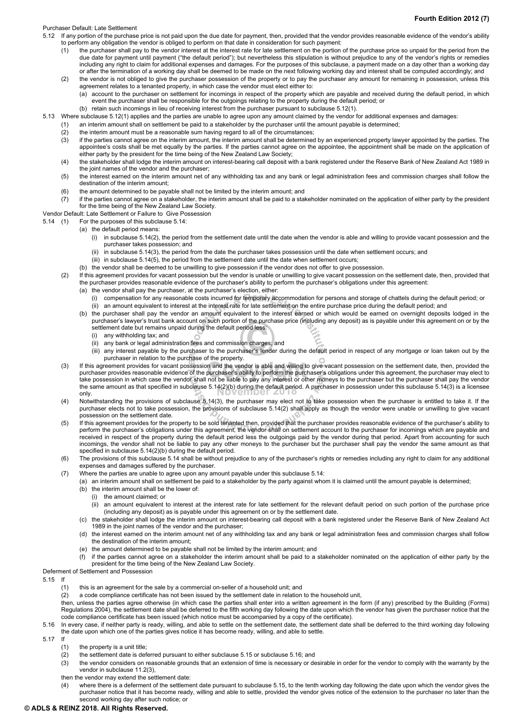Purchaser Default: Late Settlement

5.12 If any portion of the purchase price is not paid upon the due date for payment, then, provided that the vendor provides reasonable evidence of the vendor's ability to perform any obligation the vendor is obliged to perform on that date in consideration for such payment:

(1) the purchaser shall pay to the vendor interest at the interest rate for late settlement on the portion of the purchase price so unpaid for the period from the due date for payment until payment ("the default period"); but nevertheless this stipulation is without prejudice to any of the vendor's rights or remedies including any right to claim for additional expenses and damages. For the purposes of this subclause, a payment made on a day other than a working day or after the termination of a working day shall be deemed to be made on the next following working day and interest shall be computed accordingly; and

(2) the vendor is not obliged to give the purchaser possession of the property or to pay the purchaser any amount for remaining in possession, unless this agreement relates to a tenanted property, in which case the vendor must elect either to:

(a) account to the purchaser on settlement for incomings in respect of the property which are payable and received during the default period, in which event the purchaser shall be responsible for the outgoings relating to the property during the default period; or

(b) retain such incomings in lieu of receiving interest from the purchaser pursuant to subclause 5.12(1).

5.13 Where subclause 5.12(1) applies and the parties are unable to agree upon any amount claimed by the vendor for additional expenses and damages:

(1) an interim amount shall on settlement be paid to a stakeholder by the purchaser until the amount payable is determined;

(2) the interim amount must be a reasonable sum having regard to all of the circumstances;

(3) if the parties cannot agree on the interim amount, the interim amount shall be determined by an experienced property lawyer appointed by the parties. The appointee's costs shall be met equally by the parties. If the parties cannot agree on the appointee, the appointment shall be made on the application of either party by the president for the time being of the New Zealand Law Society;

(4) the stakeholder shall lodge the interim amount on interest-bearing call deposit with a bank registered under the Reserve Bank of New Zealand Act 1989 in the joint names of the vendor and the purchaser;

(5) the interest earned on the interim amount net of any withholding tax and any bank or legal administration fees and commission charges shall follow the destination of the interim amount;

(6) the amount determined to be payable shall not be limited by the interim amount; and

(7) if the parties cannot agree on a stakeholder, the interim amount shall be paid to a stakeholder nominated on the application of either party by the president for the time being of the New Zealand Law Society.

Vendor Default: Late Settlement or Failure to Give Possession

5.14 (1) For the purposes of this subclause 5.14:

(a) the default period means:

(i) in subclause 5.14(2), the period from the settlement date until the date when the vendor is able and willing to provide vacant possession and the purchaser takes possession; and

(ii) in subclause 5.14(3), the period from the date the purchaser takes possession until the date when settlement occurs; and

(iii) in subclause 5.14(5), the period from the settlement date until the date when settlement occurs;

(b) the vendor shall be deemed to be unwilling to give possession if the vendor does not offer to give possession.

(2) If this agreement provides for vacant possession but the vendor is unable or unwilling to give vacant possession on the settlement date, then, provided that the purchaser provides reasonable evidence of the purchaser's ability to perform the purchaser's obligations under this agreement:

(a) the vendor shall pay the purchaser, at the purchaser's election, either:

(i) compensation for any reasonable costs incurred for temporary accommodation for persons and storage of chattels during the default period; or

(ii) an amount equivalent to interest at the interest rate for late settlement on the entire purchase price during the default period; and

(b) the purchaser shall pay the vendor an amount equivalent to the interest earned or which would be earned on overnight deposits lodged in the purchaser's lawyer's trust bank account on such portion of the purchase price (including any deposit) as is payable under this agreement on or by the settlement date but remains unpaid during the default period less:

(i) any withholding tax; and

(ii) any bank or legal administration fees and commission charges; and

(iii) any interest payable by the purchaser to the purchaser's lender during the default period in respect of any mortgage or loan taken out by the purchaser in relation to the purchase of the property.

(3) If this agreement provides for vacant possession and the vendor is able and willing to give vacant possession on the settlement date, then, provided the purchaser provides reasonable evidence of the purchaser's ability to perform the purchaser's obligations under this agreement, the purchaser may elect to take possession in which case the vendor shall not be liable to pay any interest or other moneys to the purchaser but the purchaser shall pay the vendor the same amount as that specified in subclause 5.14(2)(b) during the default period. A purchaser in possession under this subclause 5.14(3) is a licensee only.

(4) Notwithstanding the provisions of subclause 5.14(3), the purchaser may elect not to take possession when the purchaser is entitled to take it. If the purchaser elects not to take possession, the provisions of subclause 5.14(2) shall apply as though the vendor were unable or unwilling to give vacant possession on the settlement date.

(5) If this agreement provides for the property to be sold tenanted then, provided that the purchaser provides reasonable evidence of the purchaser's ability to perform the purchaser's obligations under this agreement, the vendor shall on settlement account to the purchaser for incomings which are payable and received in respect of the property during the default period less the outgoings paid by the vendor during that period. Apart from accounting for such incomings, the vendor shall not be liable to pay any other moneys to the purchaser but the purchaser shall pay the vendor the same amount as that specified in subclause 5.14(2)(b) during the default period.

(6) The provisions of this subclause 5.14 shall be without prejudice to any of the purchaser's rights or remedies including any right to claim for any additional expenses and damages suffered by the purchaser.

(7) Where the parties are unable to agree upon any amount payable under this subclause 5.14:

(a) an interim amount shall on settlement be paid to a stakeholder by the party against whom it is claimed until the amount payable is determined;

(b) the interim amount shall be the lower of:

(i) the amount claimed; or

(ii) an amount equivalent to interest at the interest rate for late settlement for the relevant default period on such portion of the purchase price (including any deposit) as is payable under this agreement on or by the settlement date.

(c) the stakeholder shall lodge the interim amount on interest-bearing call deposit with a bank registered under the Reserve Bank of New Zealand Act 1989 in the joint names of the vendor and the purchaser;

(d) the interest earned on the interim amount net of any withholding tax and any bank or legal administration fees and commission charges shall follow the destination of the interim amount;

(e) the amount determined to be payable shall not be limited by the interim amount; and

(f) if the parties cannot agree on a stakeholder the interim amount shall be paid to a stakeholder nominated on the application of either party by the president for the time being of the New Zealand Law Society.

Deferment of Settlement and Possession

5.15 If

(1) this is an agreement for the sale by a commercial on-seller of a household unit; and

(2) a code compliance certificate has not been issued by the settlement date in relation to the household unit,

then, unless the parties agree otherwise (in which case the parties shall enter into a written agreement in the form (if any) prescribed by the Building (Forms) Regulations 2004), the settlement date shall be deferred to the fifth working day following the date upon which the vendor has given the purchaser notice that the code compliance certificate has been issued (which notice must be accompanied by a copy of the certificate).

5.16 In every case, if neither party is ready, willing, and able to settle on the settlement date, the settlement date shall be deferred to the third working day following the date upon which one of the parties gives notice it has become ready, willing, and able to settle.

5.17 If

(1) the property is a unit title;

(2) the settlement date is deferred pursuant to either subclause 5.15 or subclause 5.16; and

(3) the vendor considers on reasonable grounds that an extension of time is necessary or desirable in order for the vendor to comply with the warranty by the vendor in subclause 11.2(3),

then the vendor may extend the settlement date:

(4) where there is a deferment of the settlement date pursuant to subclause 5.15, to the tenth working day following the date upon which the vendor gives the purchaser notice that it has become ready, willing and able to settle, provided the vendor gives notice of the extension to the purchaser no later than the second working day after such notice; or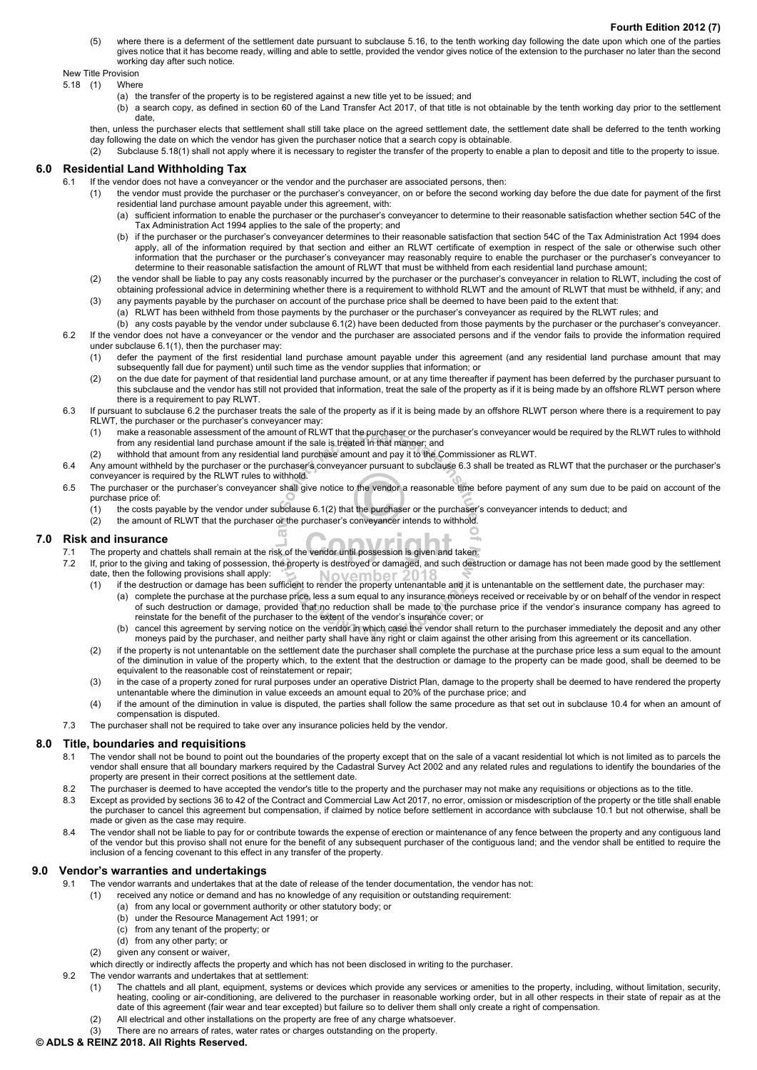(5) where there is a deferment of the settlement date pursuant to subclause 5.16, to the tenth working day following the date upon which one of the parties gives notice that it has become ready, willing and able to settle, provided the vendor gives notice of the extension to the purchaser no later than the second working day after such notice.

New Title Provision

5.18 (1) Where

(a) the transfer of the property is to be registered against a new title yet to be issued; and

(b) a search copy, as defined in section 60 of the Land Transfer Act 2017, of that title is not obtainable by the tenth working day prior to the settlement date,

then, unless the purchaser elects that settlement shall still take place on the agreed settlement date, the settlement date shall be deferred to the tenth working day following the date on which the vendor has given the purchaser notice that a search copy is obtainable.

(2) Subclause 5.18(1) shall not apply where it is necessary to register the transfer of the property to enable a plan to deposit and title to the property to issue.

## 6.0 Residential Land Withholding Tax

6.1 If the vendor does not have a conveyancer or the vendor and the purchaser are associated persons, then:

(1) the vendor must provide the purchaser or the purchaser's conveyancer, on or before the second working day before the due date for payment of the first residential land purchase amount payable under this agreement, with:

(a) sufficient information to enable the purchaser or the purchaser's conveyancer to determine to their reasonable satisfaction whether section 54C of the Tax Administration Act 1994 applies to the sale of the property; and

(b) if the purchaser or the purchaser's conveyancer determines to their reasonable satisfaction that section 54C of the Tax Administration Act 1994 does apply, all of the information required by that section and either an RLWT certificate of exemption in respect of the sale or otherwise such other information that the purchaser or the purchaser's conveyancer may reasonably require to enable the purchaser or the purchaser's conveyancer to determine to their reasonable satisfaction the amount of RLWT that must be withheld from each residential land purchase amount;

(2) the vendor shall be liable to pay any costs reasonably incurred by the purchaser or the purchaser's conveyancer in relation to RLWT, including the cost of obtaining professional advice in determining whether there is a requirement to withhold RLWT and the amount of RLWT that must be withheld, if any; and

(3) any payments payable by the purchaser on account of the purchase price shall be deemed to have been paid to the extent that:

(a) RLWT has been withheld from those payments by the purchaser or the purchaser's conveyancer as required by the RLWT rules; and

(b) any costs payable by the vendor under subclause 6.1(2) have been deducted from those payments by the purchaser or the purchaser's conveyancer.

6.2 If the vendor does not have a conveyancer or the vendor and the purchaser are associated persons and if the vendor fails to provide the information required under subclause 6.1(1), then the purchaser may:

(1) defer the payment of the first residential land purchase amount payable under this agreement (and any residential land purchase amount that may subsequently fall due for payment) until such time as the vendor supplies that information; or

(2) on the due date for payment of that residential land purchase amount, or at any time thereafter if payment has been deferred by the purchaser pursuant to this subclause and the vendor has still not provided that information, treat the sale of the property as if it is being made by an offshore RLWT person where there is a requirement to pay RLWT.

6.3 If pursuant to subclause 6.2 the purchaser treats the sale of the property as if it is being made by an offshore RLWT person where there is a requirement to pay RLWT, the purchaser or the purchaser's conveyancer may:

(1) make a reasonable assessment of the amount of RLWT that the purchaser or the purchaser's conveyancer would be required by the RLWT rules to withhold from any residential land purchase amount if the sale is treated in that manner; and

(2) withhold that amount from any residential land purchase amount and pay it to the Commissioner as RLWT.

6.4 Any amount withheld by the purchaser or the purchaser's conveyancer pursuant to subclause 6.3 shall be treated as RLWT that the purchaser or the purchaser's conveyancer is required by the RLWT rules to withhold.

6.5 The purchaser or the purchaser's conveyancer shall give notice to the vendor a reasonable time before payment of any sum due to be paid on account of the purchase price of:

(1) the costs payable by the vendor under subclause 6.1(2) that the purchaser or the purchaser's conveyancer intends to deduct; and

(2) the amount of RLWT that the purchaser or the purchaser's conveyancer intends to withhold.

## 7.0 Risk and insurance

7.1 The property and chattels shall remain at the risk of the vendor until possession is given and taken.

7.2 If, prior to the giving and taking of possession, the property is destroyed or damaged, and such destruction or damage has not been made good by the settlement date, then the following provisions shall apply:

(1) if the destruction or damage has been sufficient to render the property untenantable and it is untenantable on the settlement date, the purchaser may:

(a) complete the purchase at the purchase price, less a sum equal to any insurance moneys received or receivable by or on behalf of the vendor in respect of such destruction or damage, provided that no reduction shall be made to the purchase price if the vendor's insurance company has agreed to reinstate for the benefit of the purchaser to the extent of the vendor's insurance cover; or

(b) cancel this agreement by serving notice on the vendor in which case the vendor shall return to the purchaser immediately the deposit and any other moneys paid by the purchaser, and neither party shall have any right or claim against the other arising from this agreement or its cancellation.

(2) if the property is not untenantable on the settlement date the purchaser shall complete the purchase at the purchase price less a sum equal to the amount of the diminution in value of the property which, to the extent that the destruction or damage to the property can be made good, shall be deemed to be equivalent to the reasonable cost of reinstatement or repair;

(3) in the case of a property zoned for rural purposes under an operative District Plan, damage to the property shall be deemed to have rendered the property untenantable where the diminution in value exceeds an amount equal to 20% of the purchase price; and

(4) if the amount of the diminution in value is disputed, the parties shall follow the same procedure as that set out in subclause 10.4 for when an amount of compensation is disputed.

7.3 The purchaser shall not be required to take over any insurance policies held by the vendor.

## 8.0 Title, boundaries and requisitions

8.1 The vendor shall not be bound to point out the boundaries of the property except that on the sale of a vacant residential lot which is not limited as to parcels the vendor shall ensure that all boundary markers required by the Cadastral Survey Act 2002 and any related rules and regulations to identify the boundaries of the property are present in their correct positions at the settlement date.

8.2 The purchaser is deemed to have accepted the vendor's title to the property and the purchaser may not make any requisitions or objections as to the title.

8.3 Except as provided by sections 36 to 42 of the Contract and Commercial Law Act 2017, no error, omission or misdescription of the property or the title shall enable the purchaser to cancel this agreement but compensation, if claimed by notice before settlement in accordance with subclause 10.1 but not otherwise, shall be made or given as the case may require.

8.4 The vendor shall not be liable to pay for or contribute towards the expense of erection or maintenance of any fence between the property and any contiguous land of the vendor but this proviso shall not enure for the benefit of any subsequent purchaser of the contiguous land; and the vendor shall be entitled to require the inclusion of a fencing covenant to this effect in any transfer of the property.

## 9.0 Vendor's warranties and undertakings

9.1 The vendor warrants and undertakes that at the date of release of the tender documentation, the vendor has not:

(1) received any notice or demand and has no knowledge of any requisition or outstanding requirement:

(a) from any local or government authority or other statutory body; or

(b) under the Resource Management Act 1991; or

(c) from any tenant of the property; or

(d) from any other party; or

(2) given any consent or waiver,

which directly or indirectly affects the property and which has not been disclosed in writing to the purchaser.

9.2 The vendor warrants and undertakes that at settlement:

(1) The chattels and all plant, equipment, systems or devices which provide any services or amenities to the property, including, without limitation, security, heating, cooling or air-conditioning, are delivered to the purchaser in reasonable working order, but in all other respects in their state of repair as at the date of this agreement (fair wear and tear excepted) but failure so to deliver them shall only create a right of compensation.

(2) All electrical and other installations on the property are free of any charge whatsoever.

(3) There are no arrears of rates, water rates or charges outstanding on the property.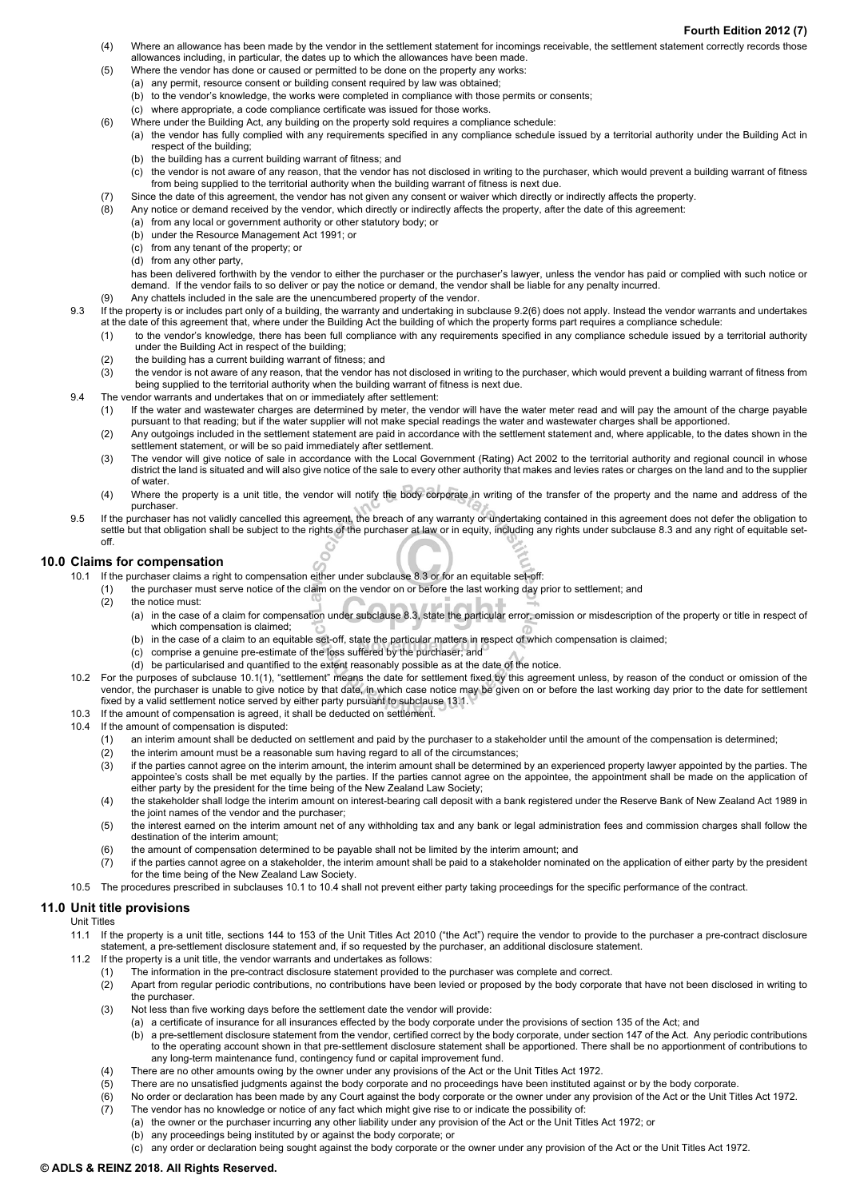(4) Where an allowance has been made by the vendor in the settlement statement for incomings receivable, the settlement statement correctly records those allowances including, in particular, the dates up to which the allowances have been made.

(5) Where the vendor has done or caused or permitted to be done on the property any works:
   (a) any permit, resource consent or building consent required by law was obtained;
   (b) to the vendor's knowledge, the works were completed in compliance with those permits or consents;
   (c) where appropriate, a code compliance certificate was issued for those works.

(6) Where under the Building Act, any building on the property sold requires a compliance schedule:
   (a) the vendor has fully complied with any requirements specified in any compliance schedule issued by a territorial authority under the Building Act in respect of the building;
   (b) the building has a current building warrant of fitness; and
   (c) the vendor is not aware of any reason, that the vendor has not disclosed in writing to the purchaser, which would prevent a building warrant of fitness from being supplied to the territorial authority when the building warrant of fitness is next due.

(7) Since the date of this agreement, the vendor has not given any consent or waiver which directly or indirectly affects the property.

(8) Any notice or demand received by the vendor, which directly or indirectly affects the property, after the date of this agreement:
   (a) from any local or government authority or other statutory body; or
   (b) under the Resource Management Act 1991; or
   (c) from any tenant of the property; or
   (d) from any other party,

   has been delivered forthwith by the vendor to either the purchaser or the purchaser's lawyer, unless the vendor has paid or complied with such notice or demand. If the vendor fails to so deliver or pay the notice or demand, the vendor shall be liable for any penalty incurred.

(9) Any chattels included in the sale are the unencumbered property of the vendor.

9.3 If the property is or includes part only of a building, the warranty and undertaking in subclause 9.2(6) does not apply. Instead the vendor warrants and undertakes at the date of this agreement that, where under the Building Act the building of which the property forms part requires a compliance schedule:
   (1) to the vendor's knowledge, there has been full compliance with any requirements specified in any compliance schedule issued by a territorial authority under the Building Act in respect of the building;
   (2) the building has a current building warrant of fitness; and
   (3) the vendor is not aware of any reason, that the vendor has not disclosed in writing to the purchaser, which would prevent a building warrant of fitness from being supplied to the territorial authority when the building warrant of fitness is next due.

9.4 The vendor warrants and undertakes that on or immediately after settlement:
   (1) If the water and wastewater charges are determined by meter, the vendor will have the water meter read and will pay the amount of the charge payable pursuant to that reading; but if the water supplier will not make special readings the water and wastewater charges shall be apportioned.
   (2) Any outgoings included in the settlement statement are paid in accordance with the settlement statement and, where applicable, to the dates shown in the settlement statement, or will be so paid immediately after settlement.
   (3) The vendor will give notice of sale in accordance with the Local Government (Rating) Act 2002 to the territorial authority and regional council in whose district the land is situated and will also give notice of the sale to every other authority that makes and levies rates or charges on the land and to the supplier of water.
   (4) Where the property is a unit title, the vendor will notify the body corporate in writing of the transfer of the property and the name and address of the purchaser.

9.5 If the purchaser has not validly cancelled this agreement, the breach of any warranty or undertaking contained in this agreement does not defer the obligation to settle but that obligation shall be subject to the rights of the purchaser at law or in equity, including any rights under subclause 8.3 and any right of equitable set-off.

## 10.0 Claims for compensation

10.1 If the purchaser claims a right to compensation either under subclause 8.3 or for an equitable set-off:
   (1) the purchaser must serve notice of the claim on the vendor on or before the last working day prior to settlement; and
   (2) the notice must:
      (a) in the case of a claim for compensation under subclause 8.3, state the particular error, omission or misdescription of the property or title in respect of which compensation is claimed;
      (b) in the case of a claim to an equitable set-off, state the particular matters in respect of which compensation is claimed;
      (c) comprise a genuine pre-estimate of the loss suffered by the purchaser; and
      (d) be particularised and quantified to the extent reasonably possible as at the date of the notice.

10.2 For the purposes of subclause 10.1(1), "settlement" means the date for settlement fixed by this agreement unless, by reason of the conduct or omission of the vendor, the purchaser is unable to give notice by that date, in which case notice may be given on or before the last working day prior to the date for settlement fixed by a valid settlement notice served by either party pursuant to subclause 13.1.

10.3 If the amount of compensation is agreed, it shall be deducted on settlement.

10.4 If the amount of compensation is disputed:
   (1) an interim amount shall be deducted on settlement and paid by the purchaser to a stakeholder until the amount of the compensation is determined;
   (2) the interim amount must be a reasonable sum having regard to all of the circumstances;
   (3) if the parties cannot agree on the interim amount, the interim amount shall be determined by an experienced property lawyer appointed by the parties. The appointee's costs shall be met equally by the parties. If the parties cannot agree on the appointee, the appointment shall be made on the application of either party by the president for the time being of the New Zealand Law Society;
   (4) the stakeholder shall lodge the interim amount on interest-bearing call deposit with a bank registered under the Reserve Bank of New Zealand Act 1989 in the joint names of the vendor and the purchaser;
   (5) the interest earned on the interim amount net of any withholding tax and any bank or legal administration fees and commission charges shall follow the destination of the interim amount;
   (6) the amount of compensation determined to be payable shall not be limited by the interim amount; and
   (7) if the parties cannot agree on a stakeholder, the interim amount shall be paid to a stakeholder nominated on the application of either party by the president for the time being of the New Zealand Law Society.

10.5 The procedures prescribed in subclauses 10.1 to 10.4 shall not prevent either party taking proceedings for the specific performance of the contract.

## 11.0 Unit title provisions

Unit Titles

11.1 If the property is a unit title, sections 144 to 153 of the Unit Titles Act 2010 ("the Act") require the vendor to provide to the purchaser a pre-contract disclosure statement, a pre-settlement disclosure statement and, if so requested by the purchaser, an additional disclosure statement.

11.2 If the property is a unit title, the vendor warrants and undertakes as follows:
   (1) The information in the pre-contract disclosure statement provided to the purchaser was complete and correct.
   (2) Apart from regular periodic contributions, no contributions have been levied or proposed by the body corporate that have not been disclosed in writing to the purchaser.
   (3) Not less than five working days before the settlement date the vendor will provide:
      (a) a certificate of insurance for all insurances effected by the body corporate under the provisions of section 135 of the Act; and
      (b) a pre-settlement disclosure statement from the vendor, certified correct by the body corporate, under section 147 of the Act. Any periodic contributions to the operating account shown in that pre-settlement disclosure statement shall be apportioned. There shall be no apportionment of contributions to any long-term maintenance fund, contingency fund or capital improvement fund.
   (4) There are no other amounts owing by the owner under any provisions of the Act or the Unit Titles Act 1972.
   (5) There are no unsatisfied judgments against the body corporate and no proceedings have been instituted against or by the body corporate.
   (6) No order or declaration has been made by any Court against the body corporate or the owner under any provision of the Act or the Unit Titles Act 1972.
   (7) The vendor has no knowledge or notice of any fact which might give rise to or indicate the possibility of:
      (a) the owner or the purchaser incurring any other liability under any provision of the Act or the Unit Titles Act 1972; or
      (b) any proceedings being instituted by or against the body corporate; or
      (c) any order or declaration being sought against the body corporate or the owner under any provision of the Act or the Unit Titles Act 1972.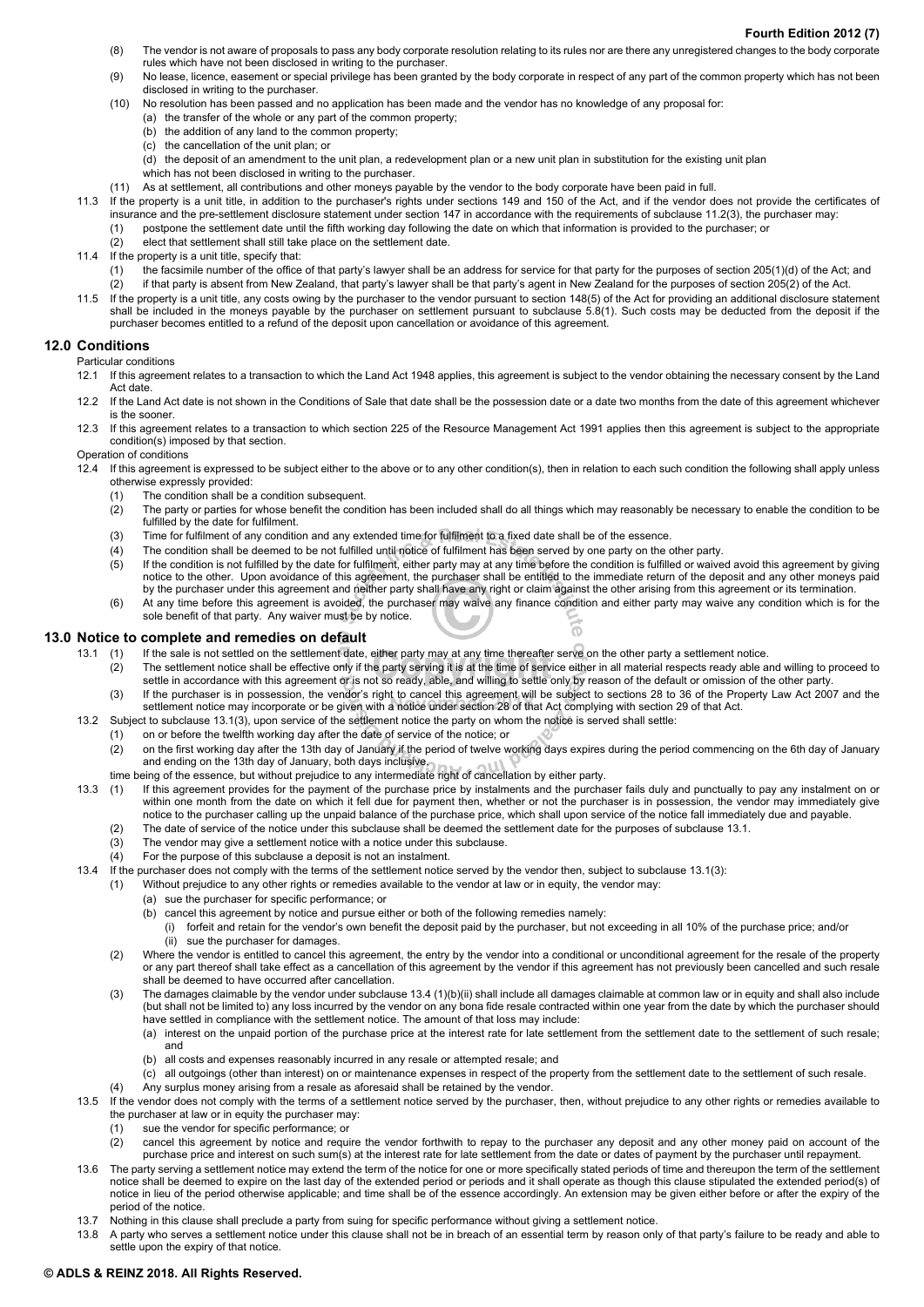(8) The vendor is not aware of proposals to pass any body corporate resolution relating to its rules nor are there any unregistered changes to the body corporate rules which have not been disclosed in writing to the purchaser.

(9) No lease, licence, easement or special privilege has been granted by the body corporate in respect of any part of the common property which has not been disclosed in writing to the purchaser.

(10) No resolution has been passed and no application has been made and the vendor has no knowledge of any proposal for:

(a) the transfer of the whole or any part of the common property;

(b) the addition of any land to the common property;

(c) the cancellation of the unit plan; or

(d) the deposit of an amendment to the unit plan, a redevelopment plan or a new unit plan in substitution for the existing unit plan

which has not been disclosed in writing to the purchaser.

(11) As at settlement, all contributions and other moneys payable by the vendor to the body corporate have been paid in full.

11.3 If the property is a unit title, in addition to the purchaser's rights under sections 149 and 150 of the Act, and if the vendor does not provide the certificates of insurance and the pre-settlement disclosure statement under section 147 in accordance with the requirements of subclause 11.2(3), the purchaser may:

(1) postpone the settlement date until the fifth working day following the date on which that information is provided to the purchaser; or

(2) elect that settlement shall still take place on the settlement date.

11.4 If the property is a unit title, specify that:

(1) the facsimile number of the office of that party's lawyer shall be an address for service for that party for the purposes of section 205(1)(d) of the Act; and

(2) if that party is absent from New Zealand, that party's lawyer shall be that party's agent in New Zealand for the purposes of section 205(2) of the Act.

11.5 If the property is a unit title, any costs owing by the purchaser to the vendor pursuant to section 148(5) of the Act for providing an additional disclosure statement shall be included in the moneys payable by the purchaser on settlement pursuant to subclause 5.8(1). Such costs may be deducted from the deposit if the purchaser becomes entitled to a refund of the deposit upon cancellation or avoidance of this agreement.

## 12.0 Conditions

Particular conditions

12.1 If this agreement relates to a transaction to which the Land Act 1948 applies, this agreement is subject to the vendor obtaining the necessary consent by the Land Act date.

12.2 If the Land Act date is not shown in the Conditions of Sale that date shall be the possession date or a date two months from the date of this agreement whichever is the sooner.

12.3 If this agreement relates to a transaction to which section 225 of the Resource Management Act 1991 applies then this agreement is subject to the appropriate condition(s) imposed by that section.

Operation of conditions

12.4 If this agreement is expressed to be subject either to the above or to any other condition(s), then in relation to each such condition the following shall apply unless otherwise expressly provided:

(1) The condition shall be a condition subsequent.

(2) The party or parties for whose benefit the condition has been included shall do all things which may reasonably be necessary to enable the condition to be fulfilled by the date for fulfilment.

(3) Time for fulfilment of any condition and any extended time for fulfilment to a fixed date shall be of the essence.

(4) The condition shall be deemed to be not fulfilled until notice of fulfilment has been served by one party on the other party.

(5) If the condition is not fulfilled by the date for fulfilment, either party may at any time before the condition is fulfilled or waived avoid this agreement by giving notice to the other. Upon avoidance of this agreement, the purchaser shall be entitled to the immediate return of the deposit and any other moneys paid by the purchaser under this agreement and neither party shall have any right or claim against the other arising from this agreement or its termination.

(6) At any time before this agreement is avoided, the purchaser may waive any finance condition and either party may waive any condition which is for the sole benefit of that party. Any waiver must be by notice.

## 13.0 Notice to complete and remedies on default

13.1 (1) If the sale is not settled on the settlement date, either party may at any time thereafter serve on the other party a settlement notice.

(2) The settlement notice shall be effective only if the party serving it is at the time of service either in all material respects ready able and willing to proceed to settle in accordance with this agreement or is not so ready, able, and willing to settle only by reason of the default or omission of the other party.

(3) If the purchaser is in possession, the vendor's right to cancel this agreement will be subject to sections 28 to 36 of the Property Law Act 2007 and the settlement notice may incorporate or be given with a notice under section 28 of that Act complying with section 29 of that Act.

13.2 Subject to subclause 13.1(3), upon service of the settlement notice the party on whom the notice is served shall settle:

(1) on or before the twelfth working day after the date of service of the notice; or

(2) on the first working day after the 13th day of January if the period of twelve working days expires during the period commencing on the 6th day of January and ending on the 13th day of January, both days inclusive,

time being of the essence, but without prejudice to any intermediate right of cancellation by either party.

13.3 (1) If this agreement provides for the payment of the purchase price by instalments and the purchaser fails duly and punctually to pay any instalment on or within one month from the date on which it fell due for payment then, whether or not the purchaser is in possession, the vendor may immediately give notice to the purchaser calling up the unpaid balance of the purchase price, which shall upon service of the notice fall immediately due and payable.

(2) The date of service of the notice under this subclause shall be deemed the settlement date for the purposes of subclause 13.1.

(3) The vendor may give a settlement notice with a notice under this subclause.

(4) For the purpose of this subclause a deposit is not an instalment.

13.4 If the purchaser does not comply with the terms of the settlement notice served by the vendor then, subject to subclause 13.1(3):

(1) Without prejudice to any other rights or remedies available to the vendor at law or in equity, the vendor may:

(a) sue the purchaser for specific performance; or

(b) cancel this agreement by notice and pursue either or both of the following remedies namely:

(i) forfeit and retain for the vendor's own benefit the deposit paid by the purchaser, but not exceeding in all 10% of the purchase price; and/or

(ii) sue the purchaser for damages.

(2) Where the vendor is entitled to cancel this agreement, the entry by the vendor into a conditional or unconditional agreement for the resale of the property or any part thereof shall take effect as a cancellation of this agreement by the vendor if this agreement has not previously been cancelled and such resale shall be deemed to have occurred after cancellation.

(3) The damages claimable by the vendor under subclause 13.4 (1)(b)(ii) shall include all damages claimable at common law or in equity and shall also include (but shall not be limited to) any loss incurred by the vendor on any bona fide resale contracted within one year from the date by which the purchaser should have settled in compliance with the settlement notice. The amount of that loss may include:

(a) interest on the unpaid portion of the purchase price at the interest rate for late settlement from the settlement date to the settlement of such resale; and

(b) all costs and expenses reasonably incurred in any resale or attempted resale; and

(c) all outgoings (other than interest) on or maintenance expenses in respect of the property from the settlement date to the settlement of such resale.

(4) Any surplus money arising from a resale as aforesaid shall be retained by the vendor.

13.5 If the vendor does not comply with the terms of a settlement notice served by the purchaser, then, without prejudice to any other rights or remedies available to the purchaser at law or in equity the purchaser may:

(1) sue the vendor for specific performance; or

(2) cancel this agreement by notice and require the vendor forthwith to repay to the purchaser any deposit and any other money paid on account of the purchase price and interest on such sum(s) at the interest rate for late settlement from the date or dates of payment by the purchaser until repayment.

13.6 The party serving a settlement notice may extend the term of the notice for one or more specifically stated periods of time and thereupon the term of the settlement notice shall be deemed to expire on the last day of the extended period or periods and it shall operate as though this clause stipulated the extended period(s) of notice in lieu of the period otherwise applicable; and time shall be of the essence accordingly. An extension may be given either before or after the expiry of the period of the notice.

13.7 Nothing in this clause shall preclude a party from suing for specific performance without giving a settlement notice.

13.8 A party who serves a settlement notice under this clause shall not be in breach of an essential term by reason only of that party's failure to be ready and able to settle upon the expiry of that notice.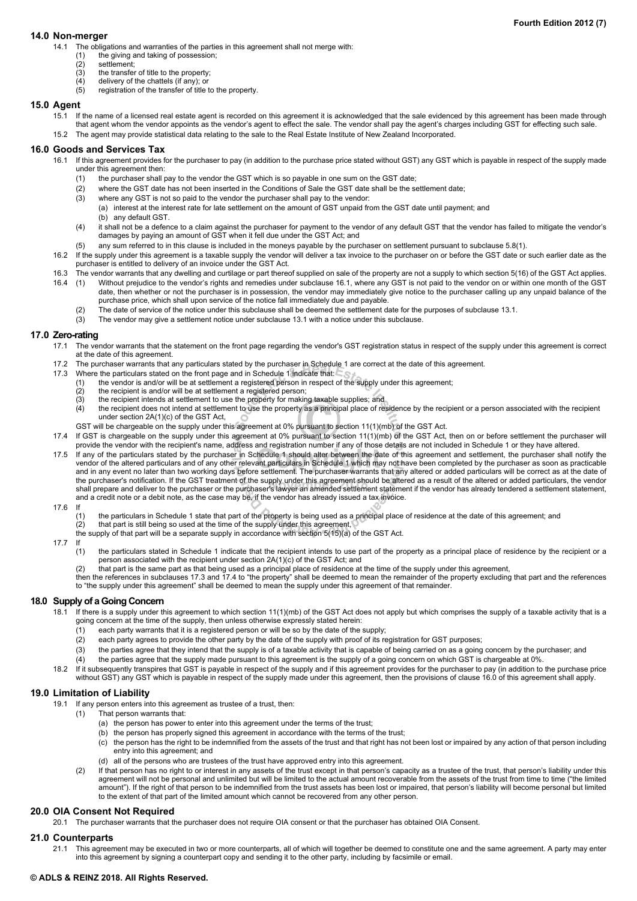## 14.0 Non-merger

14.1 The obligations and warranties of the parties in this agreement shall not merge with:

(1) the giving and taking of possession;
(2) settlement;
(3) the transfer of title to the property;
(4) delivery of the chattels (if any); or
(5) registration of the transfer of title to the property.

## 15.0 Agent

15.1 If the name of a licensed real estate agent is recorded on this agreement it is acknowledged that the sale evidenced by this agreement has been made through that agent whom the vendor appoints as the vendor's agent to effect the sale. The vendor shall pay the agent's charges including GST for effecting such sale.

15.2 The agent may provide statistical data relating to the sale to the Real Estate Institute of New Zealand Incorporated.

## 16.0 Goods and Services Tax

16.1 If this agreement provides for the purchaser to pay (in addition to the purchase price stated without GST) any GST which is payable in respect of the supply made under this agreement then:

(1) the purchaser shall pay to the vendor the GST which is so payable in one sum on the GST date;
(2) where the GST date has not been inserted in the Conditions of Sale the GST date shall be the settlement date;
(3) where any GST is not so paid to the vendor the purchaser shall pay to the vendor:
  (a) interest at the interest rate for late settlement on the amount of GST unpaid from the GST date until payment; and
  (b) any default GST.
(4) it shall not be a defence to a claim against the purchaser for payment to the vendor of any default GST that the vendor has failed to mitigate the vendor's damages by paying an amount of GST when it fell due under the GST Act; and
(5) any sum referred to in this clause is included in the moneys payable by the purchaser on settlement pursuant to subclause 5.8(1).

16.2 If the supply under this agreement is a taxable supply the vendor will deliver a tax invoice to the purchaser on or before the GST date or such earlier date as the purchaser is entitled to delivery of an invoice under the GST Act.

16.3 The vendor warrants that any dwelling and curtilage or part thereof supplied on sale of the property are not a supply to which section 5(16) of the GST Act applies.

16.4 (1) Without prejudice to the vendor's rights and remedies under subclause 16.1, where any GST is not paid to the vendor on or within one month of the GST date, then whether or not the purchaser is in possession, the vendor may immediately give notice to the purchaser calling up any unpaid balance of the purchase price, which shall upon service of the notice fall immediately due and payable.

(2) The date of service of the notice under this subclause shall be deemed the settlement date for the purposes of subclause 13.1.
(3) The vendor may give a settlement notice under subclause 13.1 with a notice under this subclause.

## 17.0 Zero-rating

17.1 The vendor warrants that the statement on the front page regarding the vendor's GST registration status in respect of the supply under this agreement is correct at the date of this agreement.

17.2 The purchaser warrants that any particulars stated by the purchaser in Schedule 1 are correct at the date of this agreement.

17.3 Where the particulars stated on the front page and in Schedule 1 indicate that:

(1) the vendor is and/or will be at settlement a registered person in respect of the supply under this agreement;
(2) the recipient is and/or will be at settlement a registered person;
(3) the recipient intends at settlement to use the property for making taxable supplies; and
(4) the recipient does not intend at settlement to use the property as a principal place of residence by the recipient or a person associated with the recipient under section 2A(1)(c) of the GST Act,

GST will be chargeable on the supply under this agreement at 0% pursuant to section 11(1)(mb) of the GST Act.

17.4 If GST is chargeable on the supply under this agreement at 0% pursuant to section 11(1)(mb) of the GST Act, then on or before settlement the purchaser will provide the vendor with the recipient's name, address and registration number if any of those details are not included in Schedule 1 or they have altered.

17.5 If any of the particulars stated by the purchaser in Schedule 1 should alter between the date of this agreement and settlement, the purchaser shall notify the vendor of the altered particulars and of any other relevant particulars in Schedule 1 which may not have been completed by the purchaser as soon as practicable and in any event no later than two working days before settlement. The purchaser warrants that any altered or added particulars will be correct as at the date of the purchaser's notification. If the GST treatment of the supply under this agreement should be altered as a result of the altered or added particulars, the vendor shall prepare and deliver to the purchaser or the purchaser's lawyer an amended settlement statement if the vendor has already tendered a settlement statement, and a credit note or a debit note, as the case may be, if the vendor has already issued a tax invoice.

17.6 If

(1) the particulars in Schedule 1 state that part of the property is being used as a principal place of residence at the date of this agreement; and
(2) that part is still being so used at the time of the supply under this agreement,

the supply of that part will be a separate supply in accordance with section 5(15)(a) of the GST Act.

17.7 If

(1) the particulars stated in Schedule 1 indicate that the recipient intends to use part of the property as a principal place of residence by the recipient or a person associated with the recipient under section 2A(1)(c) of the GST Act; and
(2) that part is the same part as that being used as a principal place of residence at the time of the supply under this agreement,

then the references in subclauses 17.3 and 17.4 to "the property" shall be deemed to mean the remainder of the property excluding that part and the references to "the supply under this agreement" shall be deemed to mean the supply under this agreement of that remainder.

## 18.0 Supply of a Going Concern

18.1 If there is a supply under this agreement to which section 11(1)(mb) of the GST Act does not apply but which comprises the supply of a taxable activity that is a going concern at the time of the supply, then unless otherwise expressly stated herein:

(1) each party warrants that it is a registered person or will be so by the date of the supply;
(2) each party agrees to provide the other party by the date of the supply with proof of its registration for GST purposes;
(3) the parties agree that they intend that the supply is of a taxable activity that is capable of being carried on as a going concern by the purchaser; and
(4) the parties agree that the supply made pursuant to this agreement is the supply of a going concern on which GST is chargeable at 0%.

18.2 If it subsequently transpires that GST is payable in respect of the supply and if this agreement provides for the purchaser to pay (in addition to the purchase price without GST) any GST which is payable in respect of the supply made under this agreement, then the provisions of clause 16.0 of this agreement shall apply.

## 19.0 Limitation of Liability

19.1 If any person enters into this agreement as trustee of a trust, then:

(1) That person warrants that:
  (a) the person has power to enter into this agreement under the terms of the trust;
  (b) the person has properly signed this agreement in accordance with the terms of the trust;
  (c) the person has the right to be indemnified from the assets of the trust and that right has not been lost or impaired by any action of that person including entry into this agreement; and
  (d) all of the persons who are trustees of the trust have approved entry into this agreement.
(2) If that person has no right to or interest in any assets of the trust except in that person's capacity as a trustee of the trust, that person's liability under this agreement will not be personal and unlimited but will be limited to the actual amount recoverable from the assets of the trust from time to time ("the limited amount"). If the right of that person to be indemnified from the trust assets has been lost or impaired, that person's liability will become personal but limited to the extent of that part of the limited amount which cannot be recovered from any other person.

## 20.0 OIA Consent Not Required

20.1 The purchaser warrants that the purchaser does not require OIA consent or that the purchaser has obtained OIA Consent.

## 21.0 Counterparts

21.1 This agreement may be executed in two or more counterparts, all of which will together be deemed to constitute one and the same agreement. A party may enter into this agreement by signing a counterpart copy and sending it to the other party, including by facsimile or email.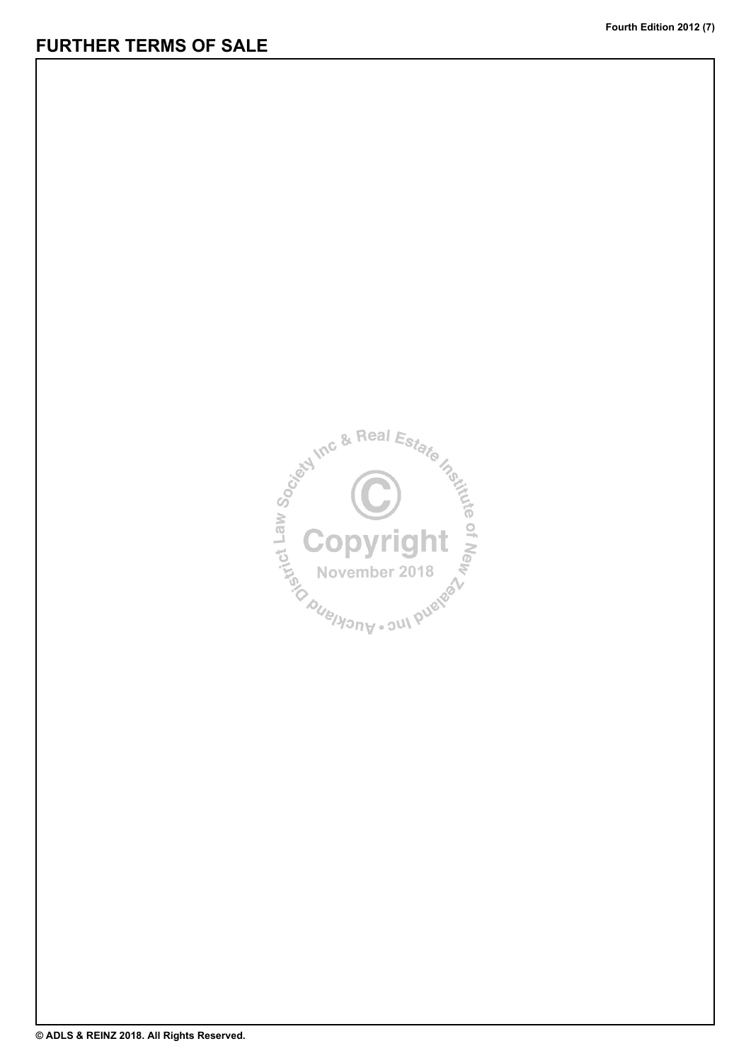# FURTHER TERMS OF SALE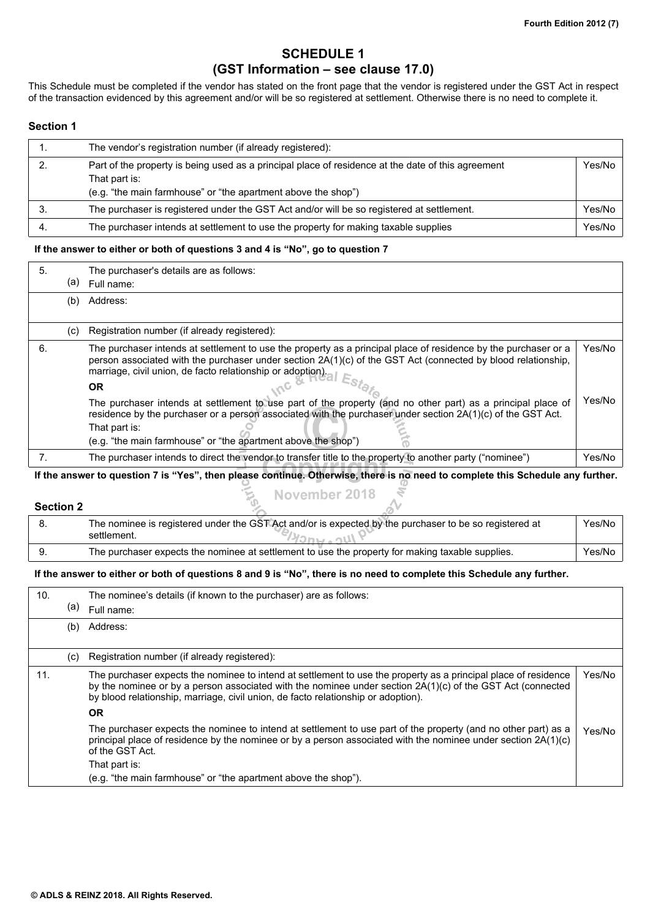## SCHEDULE 1
## (GST Information – see clause 17.0)

This Schedule must be completed if the vendor has stated on the front page that the vendor is registered under the GST Act in respect of the transaction evidenced by this agreement and/or will be so registered at settlement. Otherwise there is no need to complete it.

### Section 1

| | | |
|---|---|---|
| 1. | The vendor's registration number (if already registered): | |
| 2. | Part of the property is being used as a principal place of residence at the date of this agreement<br>That part is:<br>(e.g. "the main farmhouse" or "the apartment above the shop") | Yes/No |
| 3. | The purchaser is registered under the GST Act and/or will be so registered at settlement. | Yes/No |
| 4. | The purchaser intends at settlement to use the property for making taxable supplies | Yes/No |

**If the answer to either or both of questions 3 and 4 is "No", go to question 7**

| | | | |
|---|---|---|---|
| 5. | | The purchaser's details are as follows: | |
| | (a) | Full name: | |
| | (b) | Address: | |
| | (c) | Registration number (if already registered): | |
| 6. | | The purchaser intends at settlement to use the property as a principal place of residence by the purchaser or a person associated with the purchaser under section 2A(1)(c) of the GST Act (connected by blood relationship, marriage, civil union, de facto relationship or adoption).<br>**OR** | Yes/No |
| | | The purchaser intends at settlement to use part of the property (and no other part) as a principal place of residence by the purchaser or a person associated with the purchaser under section 2A(1)(c) of the GST Act.<br>That part is:<br>(e.g. "the main farmhouse" or "the apartment above the shop") | Yes/No |
| 7. | | The purchaser intends to direct the vendor to transfer title to the property to another party ("nominee") | Yes/No |

**If the answer to question 7 is "Yes", then please continue. Otherwise, there is no need to complete this Schedule any further.**

### Section 2

| | | |
|---|---|---|
| 8. | The nominee is registered under the GST Act and/or is expected by the purchaser to be so registered at settlement. | Yes/No |
| 9. | The purchaser expects the nominee at settlement to use the property for making taxable supplies. | Yes/No |

**If the answer to either or both of questions 8 and 9 is "No", there is no need to complete this Schedule any further.**

| | | | |
|---|---|---|---|
| 10. | | The nominee's details (if known to the purchaser) are as follows: | |
| | (a) | Full name: | |
| | (b) | Address: | |
| | (c) | Registration number (if already registered): | |
| 11. | | The purchaser expects the nominee to intend at settlement to use the property as a principal place of residence by the nominee or by a person associated with the nominee under section 2A(1)(c) of the GST Act (connected by blood relationship, marriage, civil union, de facto relationship or adoption).<br>**OR** | Yes/No |
| | | The purchaser expects the nominee to intend at settlement to use part of the property (and no other part) as a principal place of residence by the nominee or by a person associated with the nominee under section 2A(1)(c) of the GST Act.<br>That part is:<br>(e.g. "the main farmhouse" or "the apartment above the shop"). | Yes/No |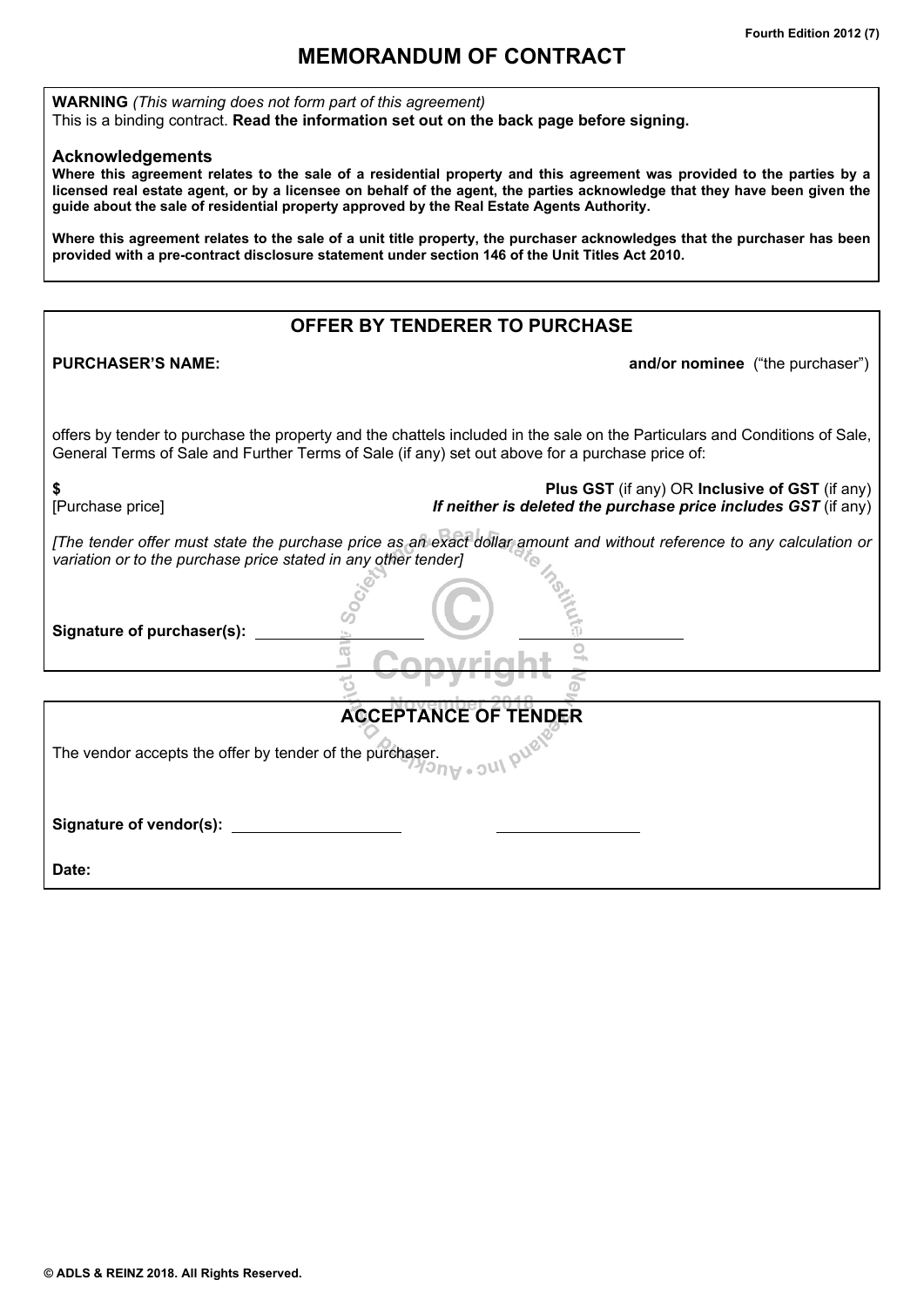# MEMORANDUM OF CONTRACT

**WARNING** *(This warning does not form part of this agreement)*
This is a binding contract. **Read the information set out on the back page before signing.**

**Acknowledgements**

**Where this agreement relates to the sale of a residential property and this agreement was provided to the parties by a licensed real estate agent, or by a licensee on behalf of the agent, the parties acknowledge that they have been given the guide about the sale of residential property approved by the Real Estate Agents Authority.**

**Where this agreement relates to the sale of a unit title property, the purchaser acknowledges that the purchaser has been provided with a pre-contract disclosure statement under section 146 of the Unit Titles Act 2010.**

## OFFER BY TENDERER TO PURCHASE

**PURCHASER'S NAME:** **and/or nominee** ("the purchaser")

offers by tender to purchase the property and the chattels included in the sale on the Particulars and Conditions of Sale, General Terms of Sale and Further Terms of Sale (if any) set out above for a purchase price of:

**$**
[Purchase price]

**Plus GST** (if any) OR **Inclusive of GST** (if any)
***If neither is deleted the purchase price includes GST*** (if any)

*[The tender offer must state the purchase price as an exact dollar amount and without reference to any calculation or variation or to the purchase price stated in any other tender]*

**Signature of purchaser(s):** ____________________ ____________________

## ACCEPTANCE OF TENDER

The vendor accepts the offer by tender of the purchaser.

**Signature of vendor(s):** ____________________ ____________________

**Date:**

**© ADLS & REINZ 2018. All Rights Reserved.**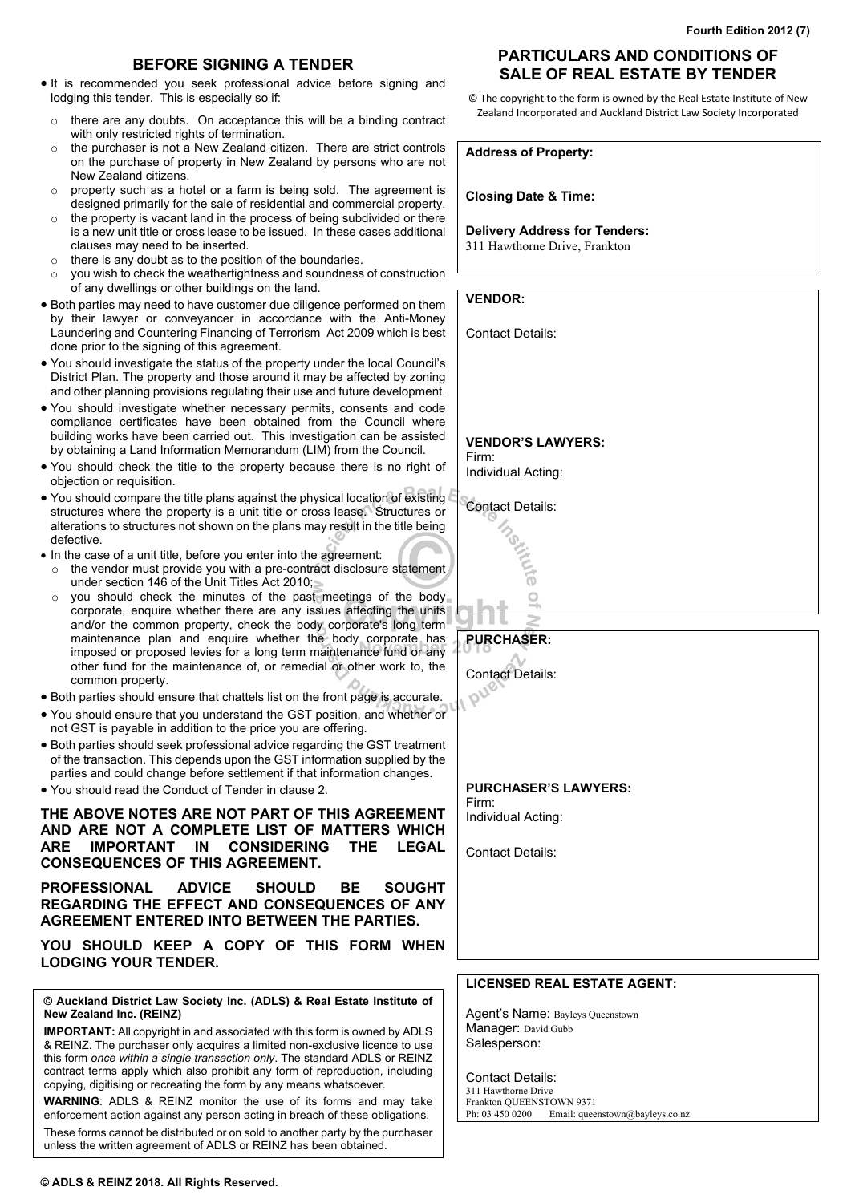Fourth Edition 2012 (7)

## BEFORE SIGNING A TENDER

- It is recommended you seek professional advice before signing and lodging this tender. This is especially so if:
  - there are any doubts. On acceptance this will be a binding contract with only restricted rights of termination.
  - the purchaser is not a New Zealand citizen. There are strict controls on the purchase of property in New Zealand by persons who are not New Zealand citizens.
  - property such as a hotel or a farm is being sold. The agreement is designed primarily for the sale of residential and commercial property.
  - the property is vacant land in the process of being subdivided or there is a new unit title or cross lease to be issued. In these cases additional clauses may need to be inserted.
  - there is any doubt as to the position of the boundaries.
  - you wish to check the weathertightness and soundness of construction of any dwellings or other buildings on the land.
- Both parties may need to have customer due diligence performed on them by their lawyer or conveyancer in accordance with the Anti-Money Laundering and Countering Financing of Terrorism Act 2009 which is best done prior to the signing of this agreement.
- You should investigate the status of the property under the local Council's District Plan. The property and those around it may be affected by zoning and other planning provisions regulating their use and future development.
- You should investigate whether necessary permits, consents and code compliance certificates have been obtained from the Council where building works have been carried out. This investigation can be assisted by obtaining a Land Information Memorandum (LIM) from the Council.
- You should check the title to the property because there is no right of objection or requisition.
- You should compare the title plans against the physical location of existing structures where the property is a unit title or cross lease. Structures or alterations to structures not shown on the plans may result in the title being defective.
- In the case of a unit title, before you enter into the agreement:
  - the vendor must provide you with a pre-contract disclosure statement under section 146 of the Unit Titles Act 2010;
  - you should check the minutes of the past meetings of the body corporate, enquire whether there are any issues affecting the units and/or the common property, check the body corporate's long term maintenance plan and enquire whether the body corporate has imposed or proposed levies for a long term maintenance fund or any other fund for the maintenance of, or remedial or other work to, the common property.
- Both parties should ensure that chattels list on the front page is accurate.
- You should ensure that you understand the GST position, and whether or not GST is payable in addition to the price you are offering.
- Both parties should seek professional advice regarding the GST treatment of the transaction. This depends upon the GST information supplied by the parties and could change before settlement if that information changes.
- You should read the Conduct of Tender in clause 2.

**THE ABOVE NOTES ARE NOT PART OF THIS AGREEMENT AND ARE NOT A COMPLETE LIST OF MATTERS WHICH ARE IMPORTANT IN CONSIDERING THE LEGAL CONSEQUENCES OF THIS AGREEMENT.**

**PROFESSIONAL ADVICE SHOULD BE SOUGHT REGARDING THE EFFECT AND CONSEQUENCES OF ANY AGREEMENT ENTERED INTO BETWEEN THE PARTIES.**

**YOU SHOULD KEEP A COPY OF THIS FORM WHEN LODGING YOUR TENDER.**

**© Auckland District Law Society Inc. (ADLS) & Real Estate Institute of New Zealand Inc. (REINZ)**

**IMPORTANT:** All copyright in and associated with this form is owned by ADLS & REINZ. The purchaser only acquires a limited non-exclusive licence to use this form *once within a single transaction only*. The standard ADLS or REINZ contract terms apply which also prohibit any form of reproduction, including copying, digitising or recreating the form by any means whatsoever.

**WARNING**: ADLS & REINZ monitor the use of its forms and may take enforcement action against any person acting in breach of these obligations.

These forms cannot be distributed or on sold to another party by the purchaser unless the written agreement of ADLS or REINZ has been obtained.

## PARTICULARS AND CONDITIONS OF SALE OF REAL ESTATE BY TENDER

© The copyright to the form is owned by the Real Estate Institute of New Zealand Incorporated and Auckland District Law Society Incorporated

**Address of Property:**

**Closing Date & Time:**

**Delivery Address for Tenders:**
311 Hawthorne Drive, Frankton

**VENDOR:**

Contact Details:

**VENDOR'S LAWYERS:**
Firm:
Individual Acting:

Contact Details:

**PURCHASER:**

Contact Details:

**PURCHASER'S LAWYERS:**
Firm:
Individual Acting:

Contact Details:

**LICENSED REAL ESTATE AGENT:**

Agent's Name: Bayleys Queenstown
Manager: David Gubb
Salesperson:

Contact Details:
311 Hawthorne Drive
Frankton QUEENSTOWN 9371
Ph: 03 450 0200 Email: queenstown@bayleys.co.nz

**© ADLS & REINZ 2018. All Rights Reserved.**